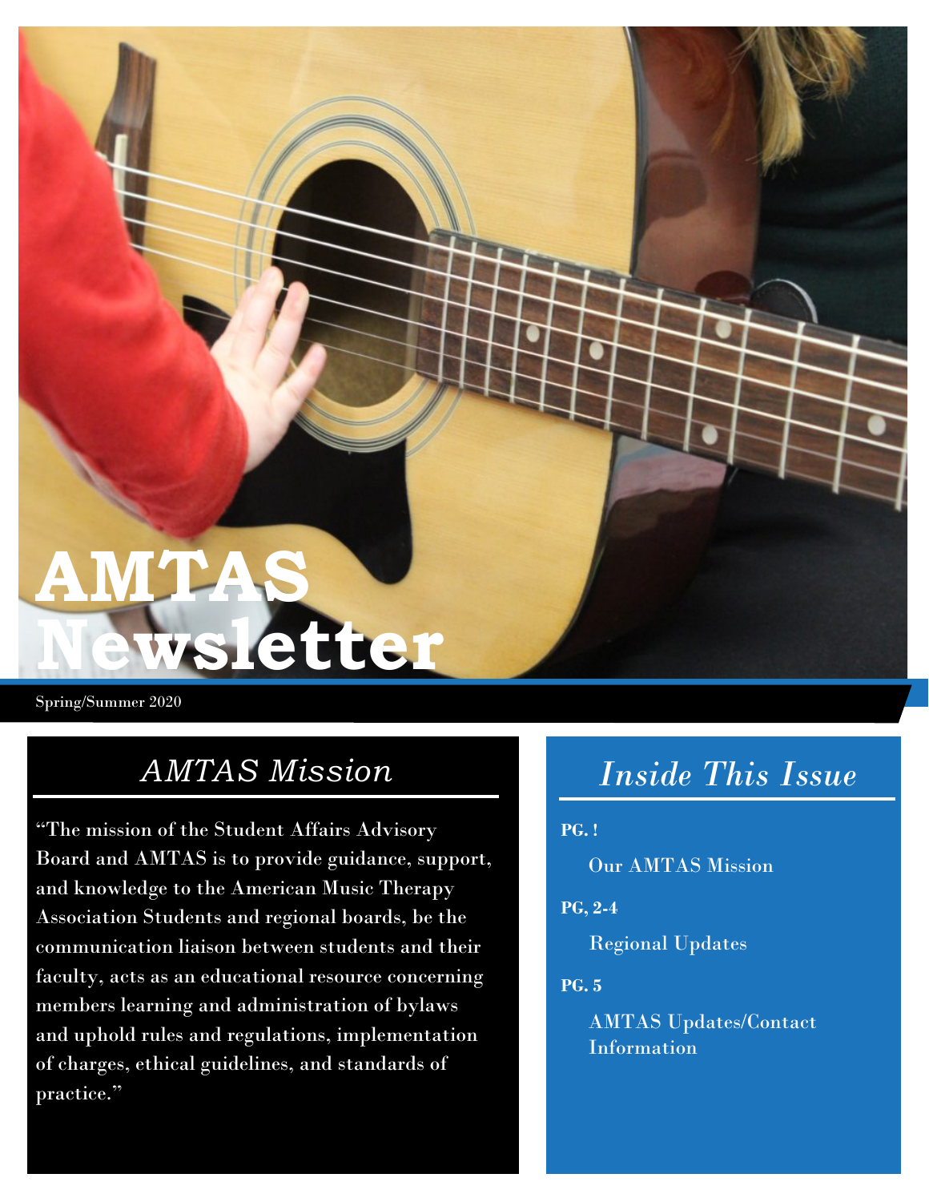# AMTAS Newsletter

Spring/Summer 2020

## *AMTAS Mission*

"The mission of the Student Affairs Advisory Board and AMTAS is to provide guidance, support, and knowledge to the American Music Therapy Association Students and regional boards, be the communication liaison between students and their faculty, acts as an educational resource concerning members learning and administration of bylaws and uphold rules and regulations, implementation of charges, ethical guidelines, and standards of practice."

## *Inside This Issue*

**PG. !**

Our AMTAS Mission

**PG, 2-4**

Regional Updates

**PG. 5**

AMTAS Updates/Contact Information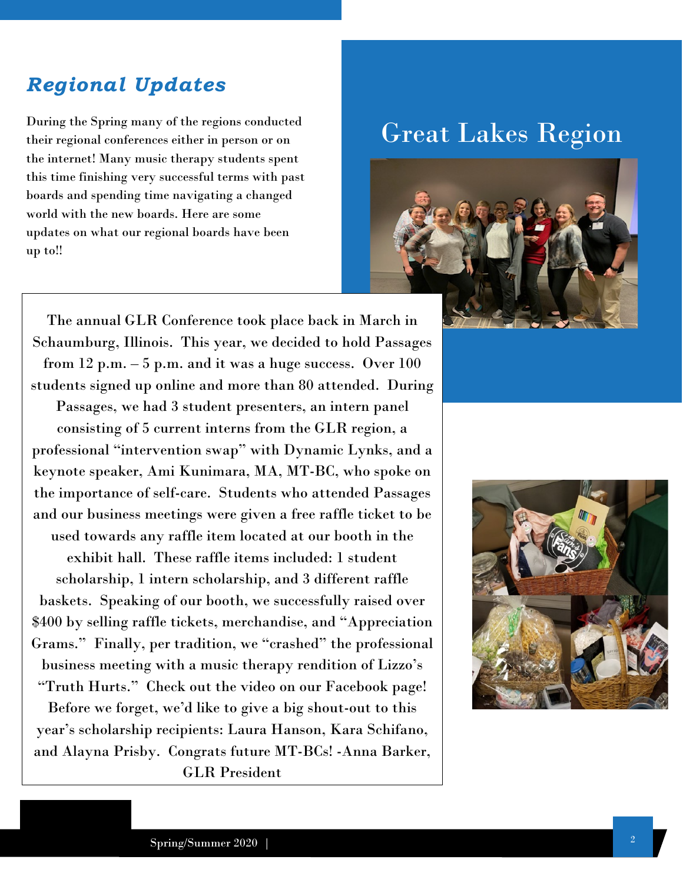## *Regional Updates*

During the Spring many of the regions conducted their regional conferences either in person or on the internet! Many music therapy students spent this time finishing very successful terms with past boards and spending time navigating a changed world with the new boards. Here are some updates on what our regional boards have been up to!!

# Great Lakes Region

The annual GLR Conference took place back in March in Schaumburg, Illinois. This year, we decided to hold Passages from 12 p.m. – 5 p.m. and it was a huge success. Over 100 students signed up online and more than 80 attended. During Passages, we had 3 student presenters, an intern panel consisting of 5 current interns from the GLR region, a professional "intervention swap" with Dynamic Lynks, and a keynote speaker, Ami Kunimara, MA, MT-BC, who spoke on the importance of self-care. Students who attended Passages and our business meetings were given a free raffle ticket to be used towards any raffle item located at our booth in the exhibit hall. These raffle items included: 1 student scholarship, 1 intern scholarship, and 3 different raffle baskets. Speaking of our booth, we successfully raised over $400 by selling raffle tickets, merchandise, and "Appreciation Grams." Finally, per tradition, we "crashed" the professional business meeting with a music therapy rendition of Lizzo's "Truth Hurts." Check out the video on our Facebook page! Before we forget, we'd like to give a big shout-out to this year's scholarship recipients: Laura Hanson, Kara Schifano, and Alayna Prisby. Congrats future MT-BCs! -Anna Barker, GLR President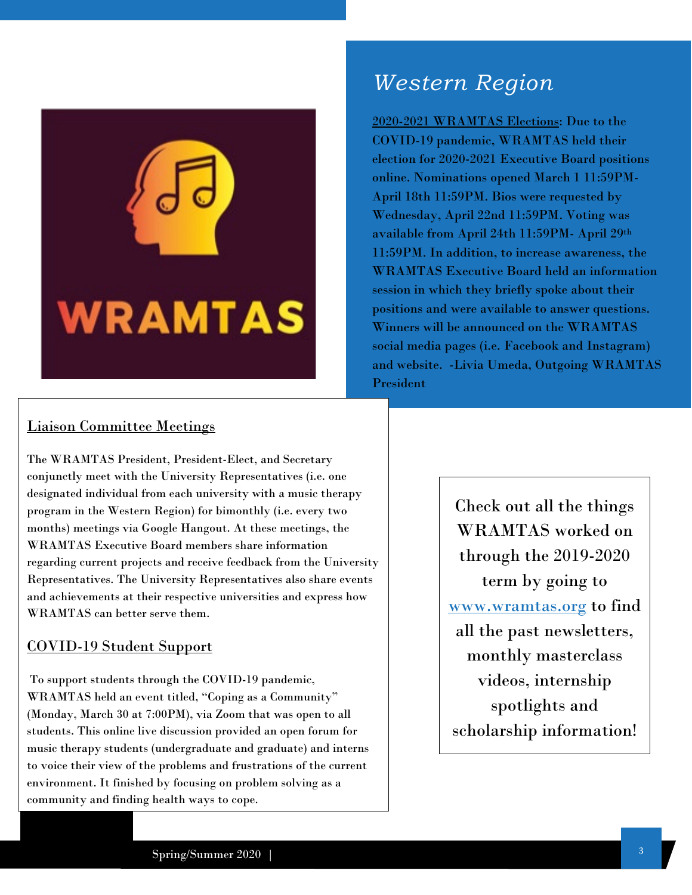## Western Region

2020-2021 WRAMTAS Elections: Due to the COVID-19 pandemic, WRAMTAS held their election for 2020-2021 Executive Board positions online. Nominations opened March 1 11:59PM- April 18th 11:59PM. Bios were requested by Wednesday, April 22nd 11:59PM. Voting was available from April 24th 11:59PM- April 29th 11:59PM. In addition, to increase awareness, the WRAMTAS Executive Board held an information session in which they briefly spoke about their positions and were available to answer questions. Winners will be announced on the WRAMTAS social media pages (i.e. Facebook and Instagram) and website. -Livia Umeda, Outgoing WRAMTAS President

### Liaison Committee Meetings

The WRAMTAS President, President-Elect, and Secretary conjunctly meet with the University Representatives (i.e. one designated individual from each university with a music therapy program in the Western Region) for bimonthly (i.e. every two months) meetings via Google Hangout. At these meetings, the WRAMTAS Executive Board members share information regarding current projects and receive feedback from the University Representatives. The University Representatives also share events and achievements at their respective universities and express how WRAMTAS can better serve them.

### COVID-19 Student Support

To support students through the COVID-19 pandemic, WRAMTAS held an event titled, "Coping as a Community" (Monday, March 30 at 7:00PM), via Zoom that was open to all students. This online live discussion provided an open forum for music therapy students (undergraduate and graduate) and interns to voice their view of the problems and frustrations of the current environment. It finished by focusing on problem solving as a community and finding health ways to cope.

Check out all the things WRAMTAS worked on through the 2019-2020 term by going to www.wramtas.org to find all the past newsletters, monthly masterclass videos, internship spotlights and scholarship information!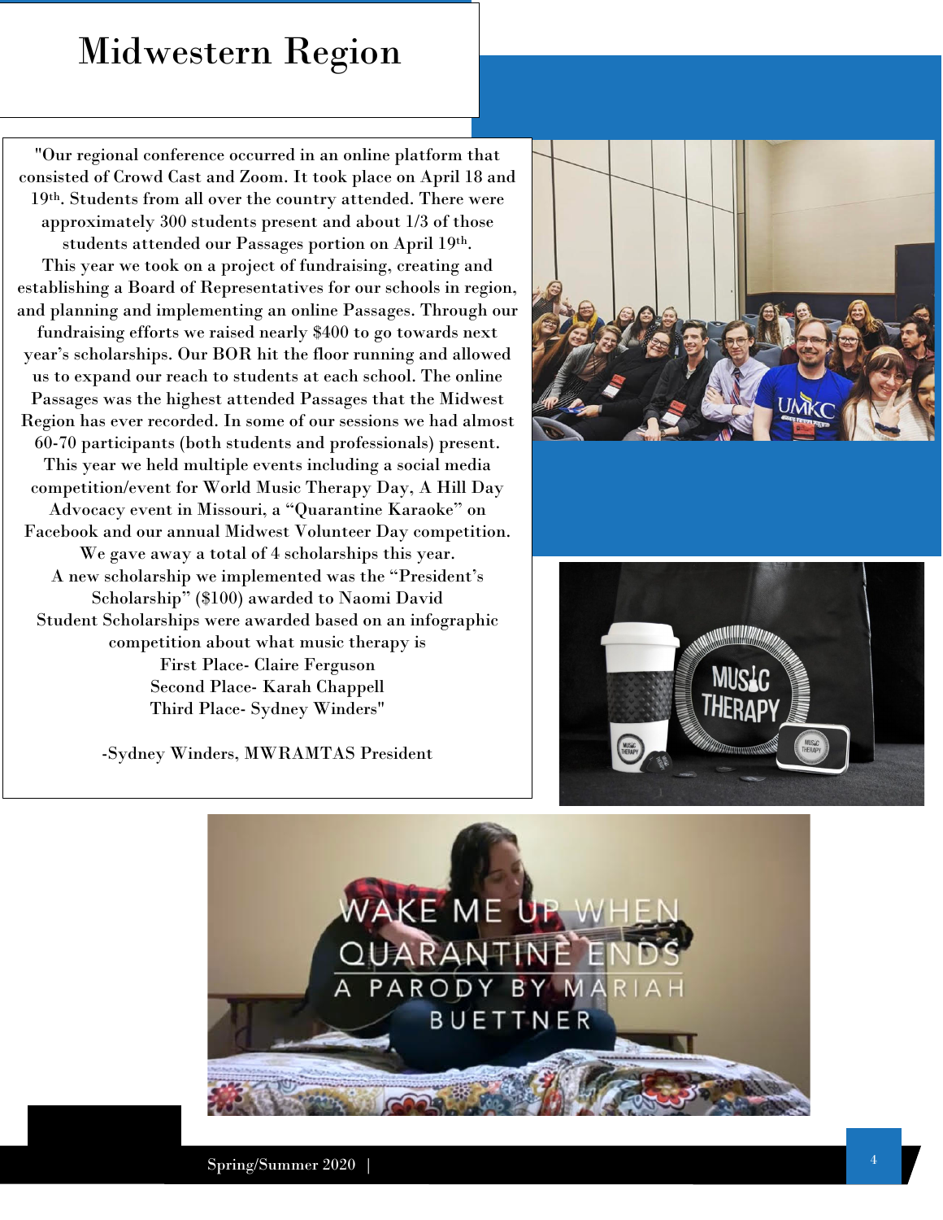# Midwestern Region

"Our regional conference occurred in an online platform that consisted of Crowd Cast and Zoom. It took place on April 18 and 19th. Students from all over the country attended. There were approximately 300 students present and about 1/3 of those students attended our Passages portion on April 19th.

This year we took on a project of fundraising, creating and establishing a Board of Representatives for our schools in region, and planning and implementing an online Passages. Through our fundraising efforts we raised nearly $400 to go towards next year's scholarships. Our BOR hit the floor running and allowed us to expand our reach to students at each school. The online Passages was the highest attended Passages that the Midwest Region has ever recorded. In some of our sessions we had almost 60-70 participants (both students and professionals) present.

This year we held multiple events including a social media competition/event for World Music Therapy Day, A Hill Day Advocacy event in Missouri, a "Quarantine Karaoke" on Facebook and our annual Midwest Volunteer Day competition.

We gave away a total of 4 scholarships this year.

A new scholarship we implemented was the "President's Scholarship" ($100) awarded to Naomi David

Student Scholarships were awarded based on an infographic competition about what music therapy is

First Place- Claire Ferguson

Second Place- Karah Chappell

Third Place- Sydney Winders"

-Sydney Winders, MWRAMTAS President

WAKE ME UP WHEN QUARANTINE ENDS
A PARODY BY MARIAH BUETTNER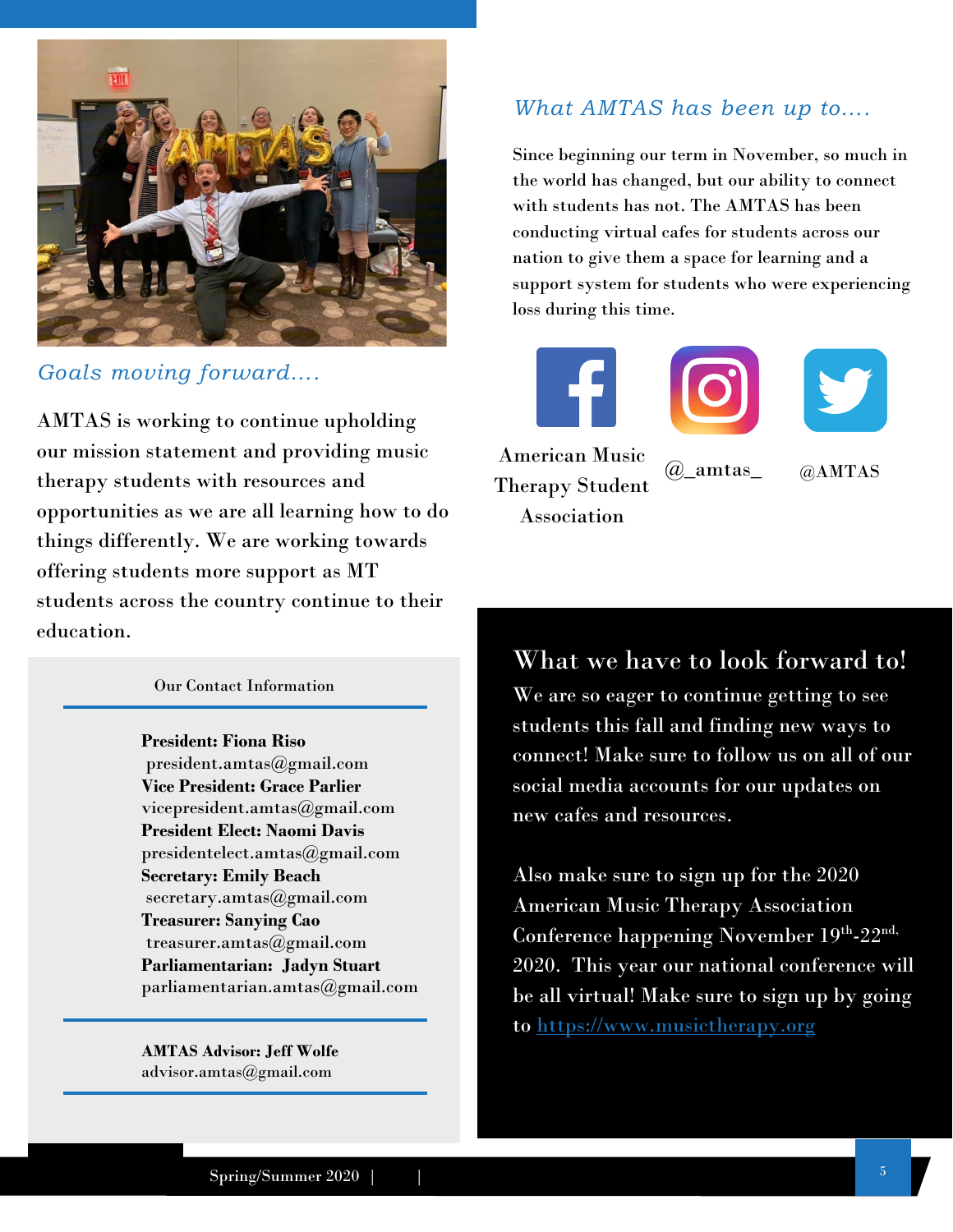## *Goals moving forward....*

AMTAS is working to continue upholding our mission statement and providing music therapy students with resources and opportunities as we are all learning how to do things differently. We are working towards offering students more support as MT students across the country continue to their education.

Our Contact Information

**President: Fiona Riso**
president.amtas@gmail.com
**Vice President: Grace Parlier**
vicepresident.amtas@gmail.com
**President Elect: Naomi Davis**
presidentelect.amtas@gmail.com
**Secretary: Emily Beach**
secretary.amtas@gmail.com
**Treasurer: Sanying Cao**
treasurer.amtas@gmail.com
**Parliamentarian: Jadyn Stuart**
parliamentarian.amtas@gmail.com

**AMTAS Advisor: Jeff Wolfe**
advisor.amtas@gmail.com

## *What AMTAS has been up to....*

Since beginning our term in November, so much in the world has changed, but our ability to connect with students has not. The AMTAS has been conducting virtual cafes for students across our nation to give them a space for learning and a support system for students who were experiencing loss during this time.

American Music Therapy Student Association

@_amtas_

@AMTAS

## What we have to look forward to!

We are so eager to continue getting to see students this fall and finding new ways to connect! Make sure to follow us on all of our social media accounts for our updates on new cafes and resources.

Also make sure to sign up for the 2020 American Music Therapy Association Conference happening November 19th-22nd, 2020. This year our national conference will be all virtual! Make sure to sign up by going to [https://www.musictherapy.org](https://www.musictherapy.org)